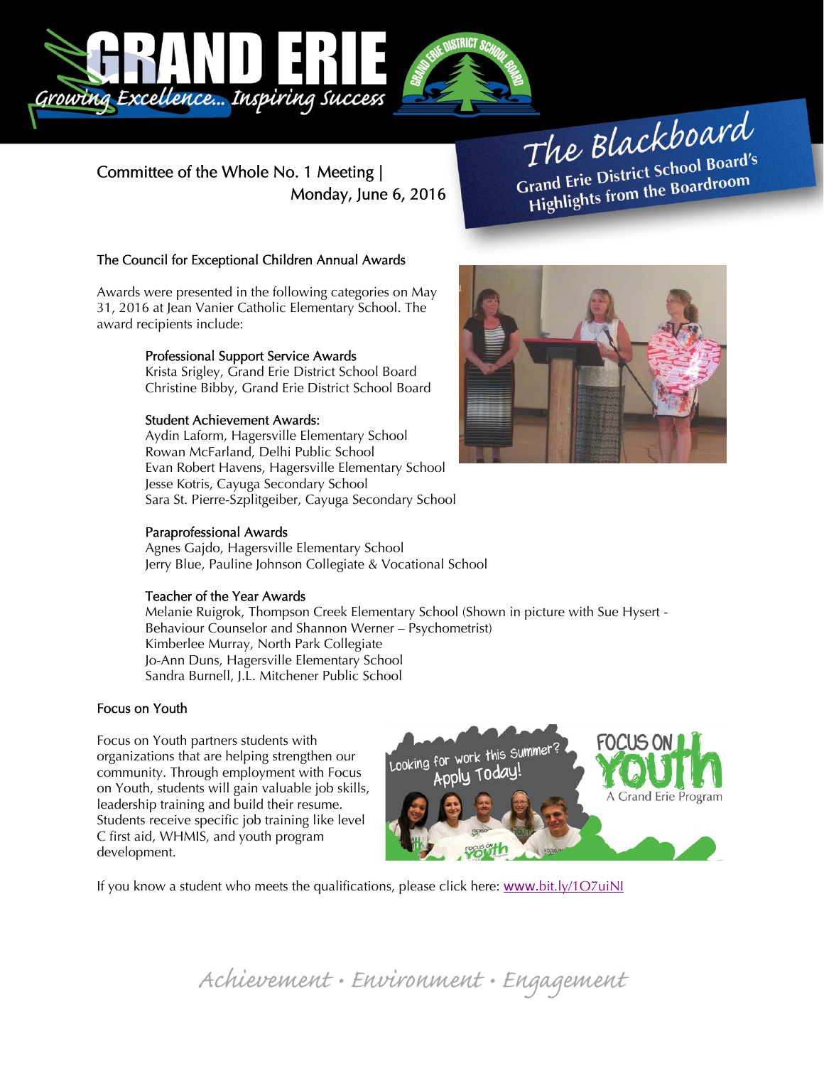# The Blackboard

**Grand Erie District School Board's Highlights from the Boardroom**

Committee of the Whole No. 1 Meeting | Monday, June 6, 2016

## The Council for Exceptional Children Annual Awards

Awards were presented in the following categories on May 31, 2016 at Jean Vanier Catholic Elementary School. The award recipients include:

### Professional Support Service Awards

Krista Srigley, Grand Erie District School Board
Christine Bibby, Grand Erie District School Board

### Student Achievement Awards:

Aydin Laform, Hagersville Elementary School
Rowan McFarland, Delhi Public School
Evan Robert Havens, Hagersville Elementary School
Jesse Kotris, Cayuga Secondary School
Sara St. Pierre-Szplitgeiber, Cayuga Secondary School

### Paraprofessional Awards

Agnes Gajdo, Hagersville Elementary School
Jerry Blue, Pauline Johnson Collegiate & Vocational School

### Teacher of the Year Awards

Melanie Ruigrok, Thompson Creek Elementary School (Shown in picture with Sue Hysert - Behaviour Counselor and Shannon Werner – Psychometrist)
Kimberlee Murray, North Park Collegiate
Jo-Ann Duns, Hagersville Elementary School
Sandra Burnell, J.L. Mitchener Public School

## Focus on Youth

Focus on Youth partners students with organizations that are helping strengthen our community. Through employment with Focus on Youth, students will gain valuable job skills, leadership training and build their resume. Students receive specific job training like level C first aid, WHMIS, and youth program development.

If you know a student who meets the qualifications, please click here: www.bit.ly/1O7uiNl

*Achievement • Environment • Engagement*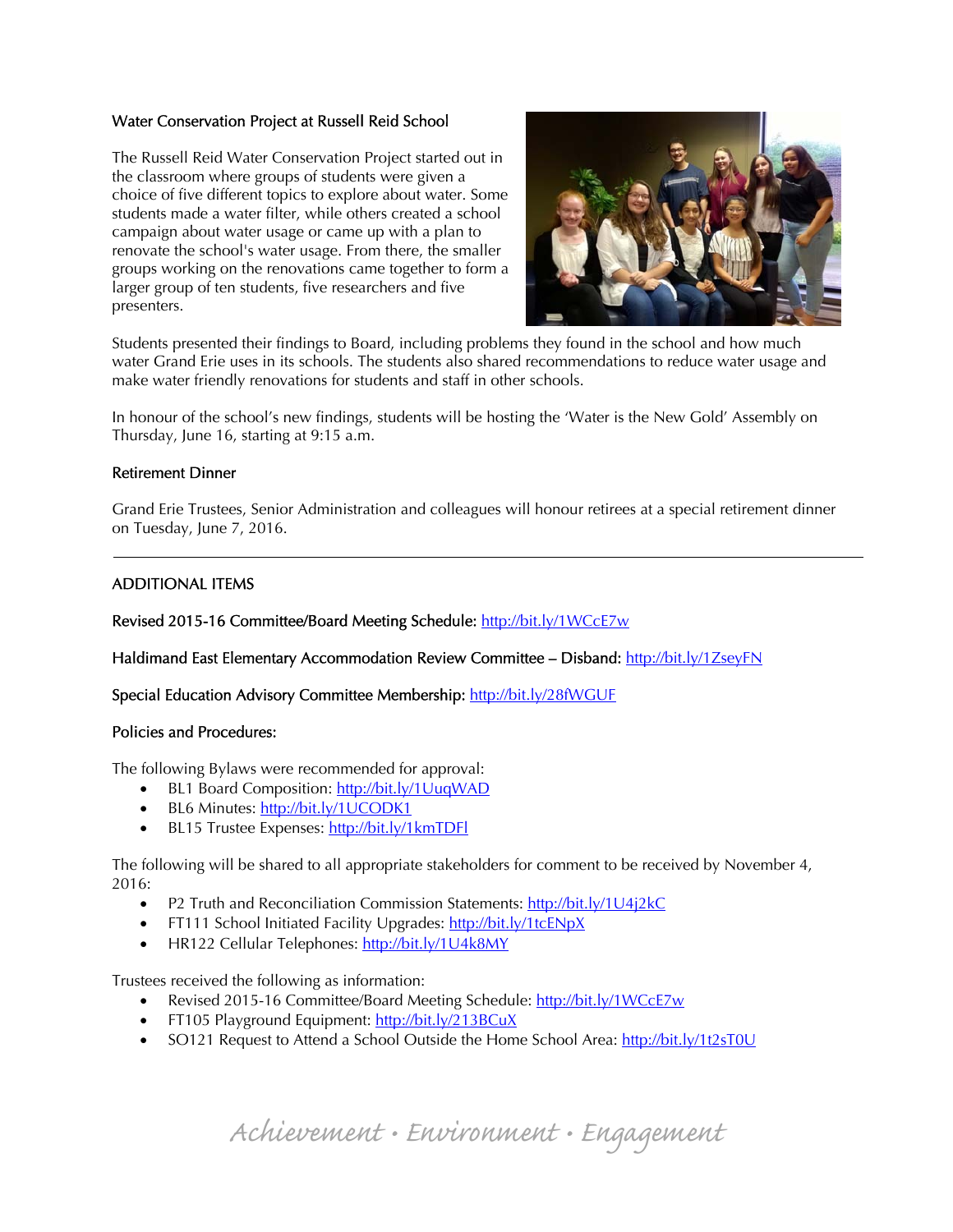### Water Conservation Project at Russell Reid School

The Russell Reid Water Conservation Project started out in the classroom where groups of students were given a choice of five different topics to explore about water. Some students made a water filter, while others created a school campaign about water usage or came up with a plan to renovate the school's water usage. From there, the smaller groups working on the renovations came together to form a larger group of ten students, five researchers and five presenters.

Students presented their findings to Board, including problems they found in the school and how much water Grand Erie uses in its schools. The students also shared recommendations to reduce water usage and make water friendly renovations for students and staff in other schools.

In honour of the school's new findings, students will be hosting the 'Water is the New Gold' Assembly on Thursday, June 16, starting at 9:15 a.m.

### Retirement Dinner

Grand Erie Trustees, Senior Administration and colleagues will honour retirees at a special retirement dinner on Tuesday, June 7, 2016.

---

## ADDITIONAL ITEMS

**Revised 2015-16 Committee/Board Meeting Schedule:** http://bit.ly/1WCcE7w

**Haldimand East Elementary Accommodation Review Committee – Disband:** http://bit.ly/1ZseyFN

**Special Education Advisory Committee Membership:** http://bit.ly/28fWGUF

**Policies and Procedures:**

The following Bylaws were recommended for approval:

- BL1 Board Composition: http://bit.ly/1UuqWAD
- BL6 Minutes: http://bit.ly/1UCODK1
- BL15 Trustee Expenses: http://bit.ly/1kmTDFl

The following will be shared to all appropriate stakeholders for comment to be received by November 4, 2016:

- P2 Truth and Reconciliation Commission Statements: http://bit.ly/1U4j2kC
- FT111 School Initiated Facility Upgrades: http://bit.ly/1tcENpX
- HR122 Cellular Telephones: http://bit.ly/1U4k8MY

Trustees received the following as information:

- Revised 2015-16 Committee/Board Meeting Schedule: http://bit.ly/1WCcE7w
- FT105 Playground Equipment: http://bit.ly/213BCuX
- SO121 Request to Attend a School Outside the Home School Area: http://bit.ly/1t2sT0U